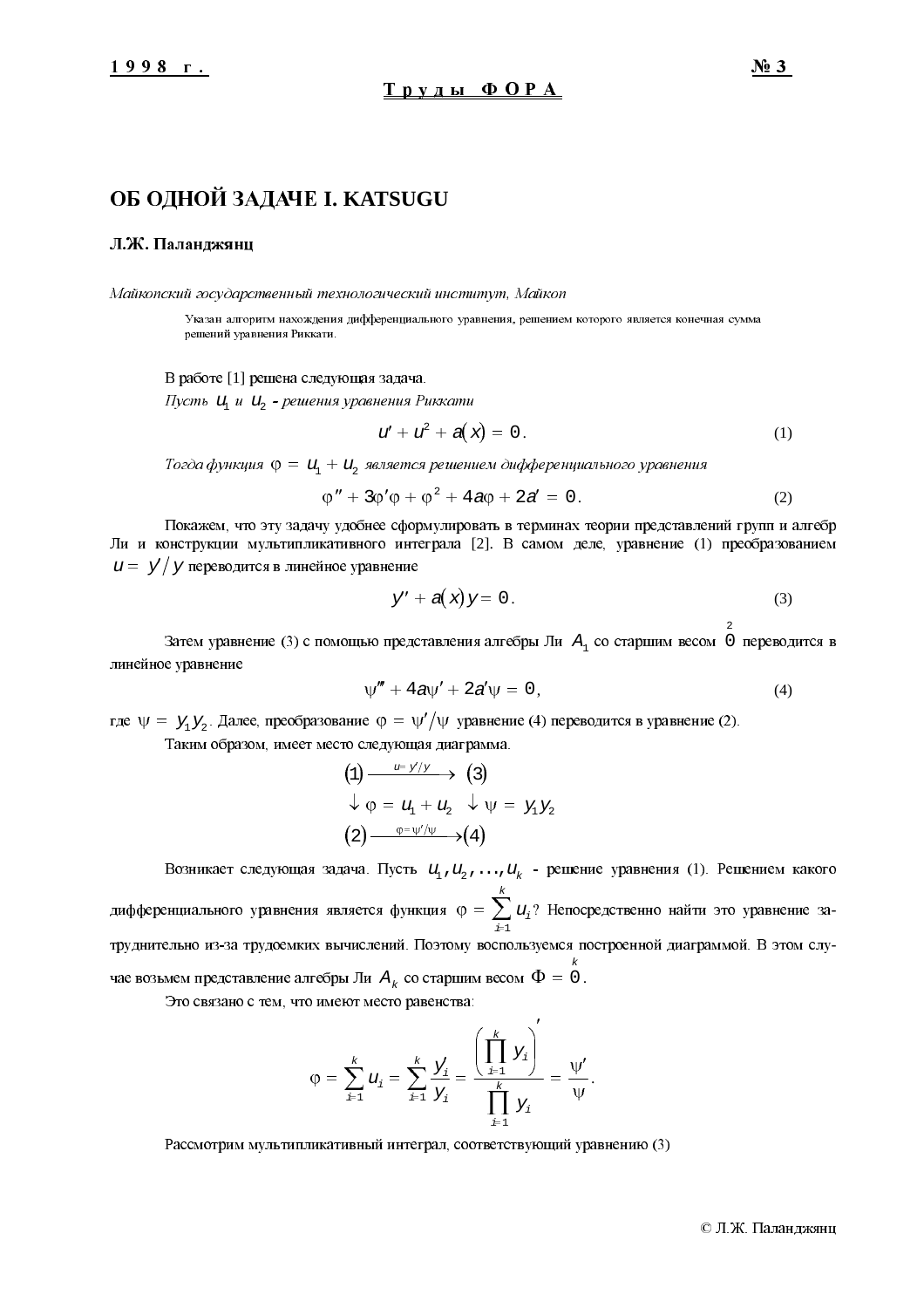# ОБ ОДНОЙ ЗАДАЧЕ I. KATSUGU

**Л.Ж. Паланджянц**

*Майкопский государственный технологический институт, Майкоп*

Указан алгоритм нахождения дифференциального уравнения, решением которого является конечная сумма решений уравнения Риккати.

В работе [1] решена следующая задача.

*Пусть* $u_1$ *и* $u_2$ *- решения уравнения Риккати*

$$u' + u^2 + a(x) = 0. \tag{1}$$

*Тогда функция* $\varphi = u_1 + u_2$ *является решением дифференциального уравнения*

$$\varphi'' + 3\varphi'\varphi + \varphi^2 + 4a\varphi + 2a' = 0. \tag{2}$$

Покажем, что эту задачу удобнее сформулировать в терминах теории представлений групп и алгебр Ли и конструкции мультипликативного интеграла [2]. В самом деле, уравнение (1) преобразованием $u = y'/y$ переводится в линейное уравнение

$$y' + a(x)y = 0. \tag{3}$$

Затем уравнение (3) с помощью представления алгебры Ли $A_1$ со старшим весом $\overset{2}{0}$ переводится в линейное уравнение

$$\psi''' + 4a\psi' + 2a'\psi = 0, \tag{4}$$

где $\psi = y_1 y_2$. Далее, преобразование $\varphi = \psi'/\psi$ уравнение (4) переводится в уравнение (2).

Таким образом, имеет место следующая диаграмма.

$$\begin{array}{ccc} (1) & \xrightarrow{u = y'/y} & (3) \\ \downarrow \varphi = u_1 + u_2 & & \downarrow \psi = y_1 y_2 \\ (2) & \xrightarrow{\varphi = \psi'/\psi} & (4) \end{array}$$

Возникает следующая задача. Пусть $u_1, u_2, \ldots, u_k$ - решение уравнения (1). Решением какого дифференциального уравнения является функция $\varphi = \sum_{i=1}^{k} u_i$? Непосредственно найти это уравнение затруднительно из-за трудоемких вычислений. Поэтому воспользуемся построенной диаграммой. В этом случае возьмем представление алгебры Ли $A_k$ со старшим весом $\Phi = \overset{k}{0}$.

Это связано с тем, что имеют место равенства:

$$\varphi = \sum_{i=1}^{k} u_i = \sum_{i=1}^{k} \frac{y_i'}{y_i} = \frac{\left(\prod_{i=1}^{k} y_i\right)'}{\prod_{i=1}^{k} y_i} = \frac{\psi'}{\psi}.$$

Рассмотрим мультипликативный интеграл, соответствующий уравнению (3)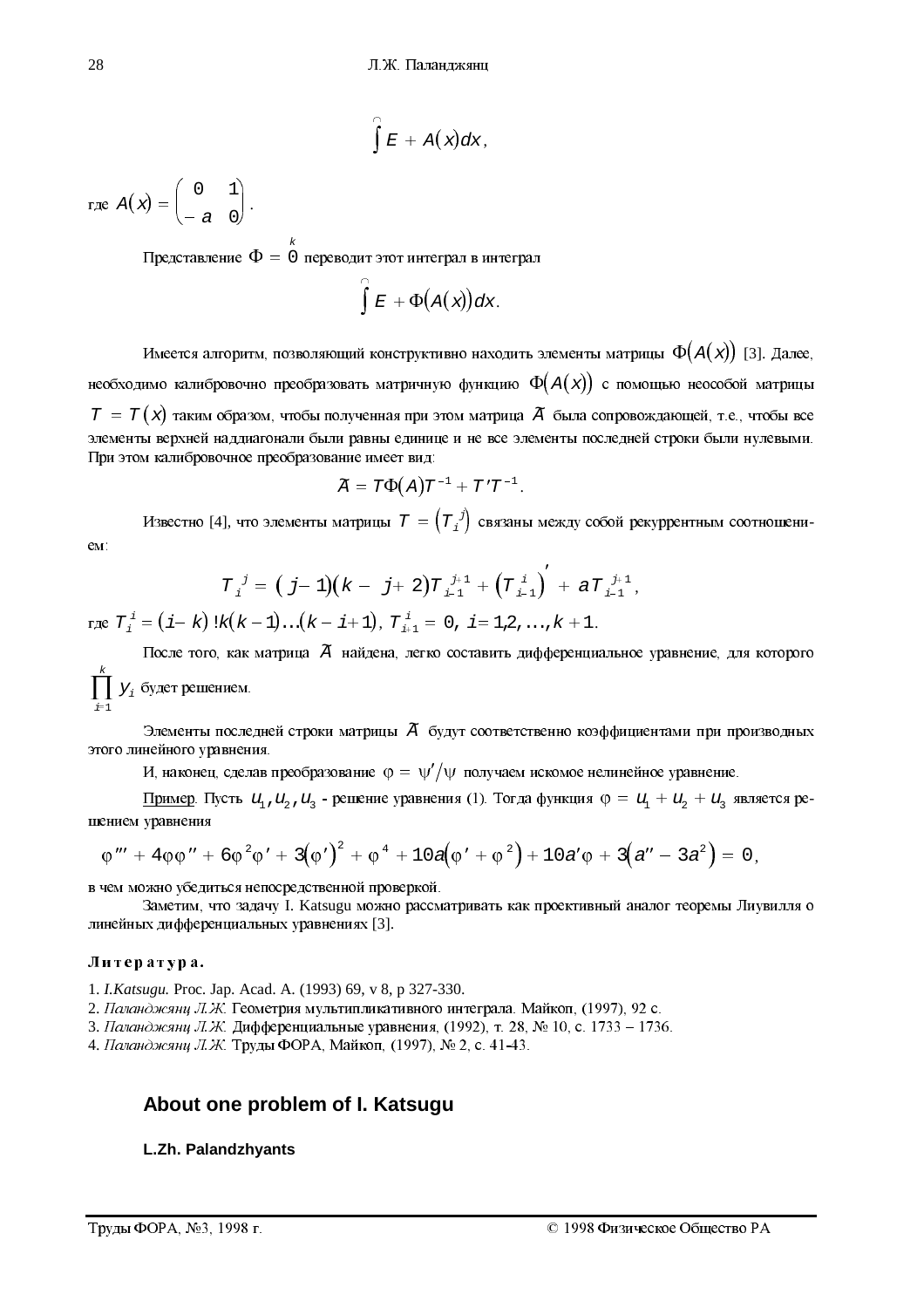$$\overset{\frown}{\int} E + A(x)dx,$$

где $A(x) = \begin{pmatrix} 0 & 1 \\ -a & 0 \end{pmatrix}$.

Представление $\Phi = \overset{k}{0}$ переводит этот интеграл в интеграл

$$\overset{\frown}{\int} E + \Phi(A(x))dx.$$

Имеется алгоритм, позволяющий конструктивно находить элементы матрицы $\Phi(A(x))$ [3]. Далее, необходимо калибровочно преобразовать матричную функцию $\Phi(A(x))$ с помощью неособой матрицы $T = T(x)$ таким образом, чтобы полученная при этом матрица $\tilde{A}$ была сопровождающей, т.е., чтобы все элементы верхней наддиагонали были равны единице и не все элементы последней строки были нулевыми. При этом калибровочное преобразование имеет вид:

$$\tilde{A} = T\Phi(A)T^{-1} + T'T^{-1}.$$

Известно [4], что элементы матрицы $T = \left(T_i^j\right)$ связаны между собой рекуррентным соотношением:

$$T_i^j = (j-1)(k-j+2)T_{i-1}^{j-1} + \left(T_{i-1}^i\right)' + aT_{i-1}^{j+1},$$

где $T_i^i = (i-k)!k(k-1)\ldots(k-i+1)$, $T_{i+1}^i = 0$, $i = 1,2,\ldots,k+1$.

После того, как матрица $\tilde{A}$ найдена, легко составить дифференциальное уравнение, для которого $\prod_{i=1}^{k} y_i$ будет решением.

Элементы последней строки матрицы $\tilde{A}$ будут соответственно коэффициентами при производных этого линейного уравнения.

И, наконец, сделав преобразование $\varphi = \psi'/\psi$ получаем искомое нелинейное уравнение.

Пример. Пусть $u_1, u_2, u_3$ - решение уравнения (1). Тогда функция $\varphi = u_1 + u_2 + u_3$ является решением уравнения

$$\varphi''' + 4\varphi\varphi'' + 6\varphi^2\varphi' + 3(\varphi')^2 + \varphi^4 + 10a\left(\varphi' + \varphi^2\right) + 10a'\varphi + 3\left(a'' - 3a^2\right) = 0,$$

в чем можно убедиться непосредственной проверкой.

Заметим, что задачу I. Katsugu можно рассматривать как проективный аналог теоремы Лиувилля о линейных дифференциальных уравнениях [3].

**Литература.**

1. *I.Katsugu.* Proc. Jap. Acad. A. (1993) 69, v 8, p 327-330.
2. *Паланджянц Л.Ж.* Геометрия мультипликативного интеграла. Майкоп, (1997), 92 с.
3. *Паланджянц Л.Ж.* Дифференциальные уравнения, (1992), т. 28, № 10, с. 1733 – 1736.
4. *Паланджянц Л.Ж.* Труды ФОРА, Майкоп, (1997), № 2, с. 41-43.

## About one problem of I. Katsugu

**L.Zh. Palandzhyants**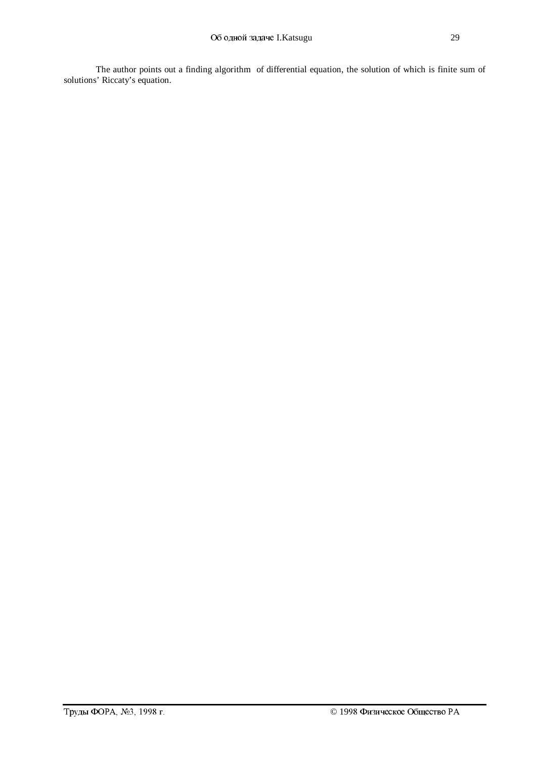The author points out a finding algorithm  of differential equation, the solution of which is finite sum of solutions' Riccaty's equation.